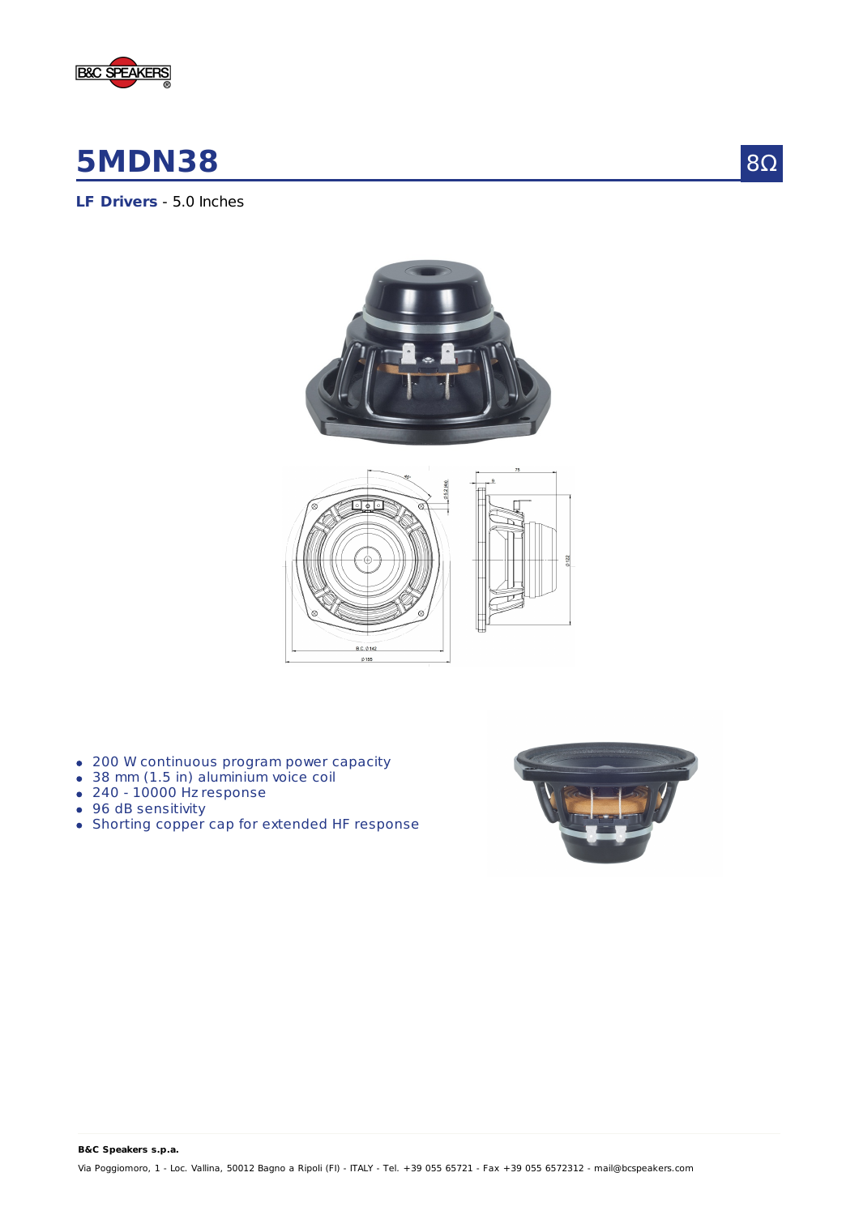# 5MDN38

8Ω

**LF Drivers** - 5.0 Inches

- 200 W continuous program power capacity
- 38 mm (1.5 in) aluminium voice coil
- 240 - 10000 Hz response
- 96 dB sensitivity
- Shorting copper cap for extended HF response

**B&C Speakers s.p.a.**

Via Poggiomoro, 1 - Loc. Vallina, 50012 Bagno a Ripoli (FI) - ITALY - Tel. +39 055 65721 - Fax +39 055 6572312 - mail@bcspeakers.com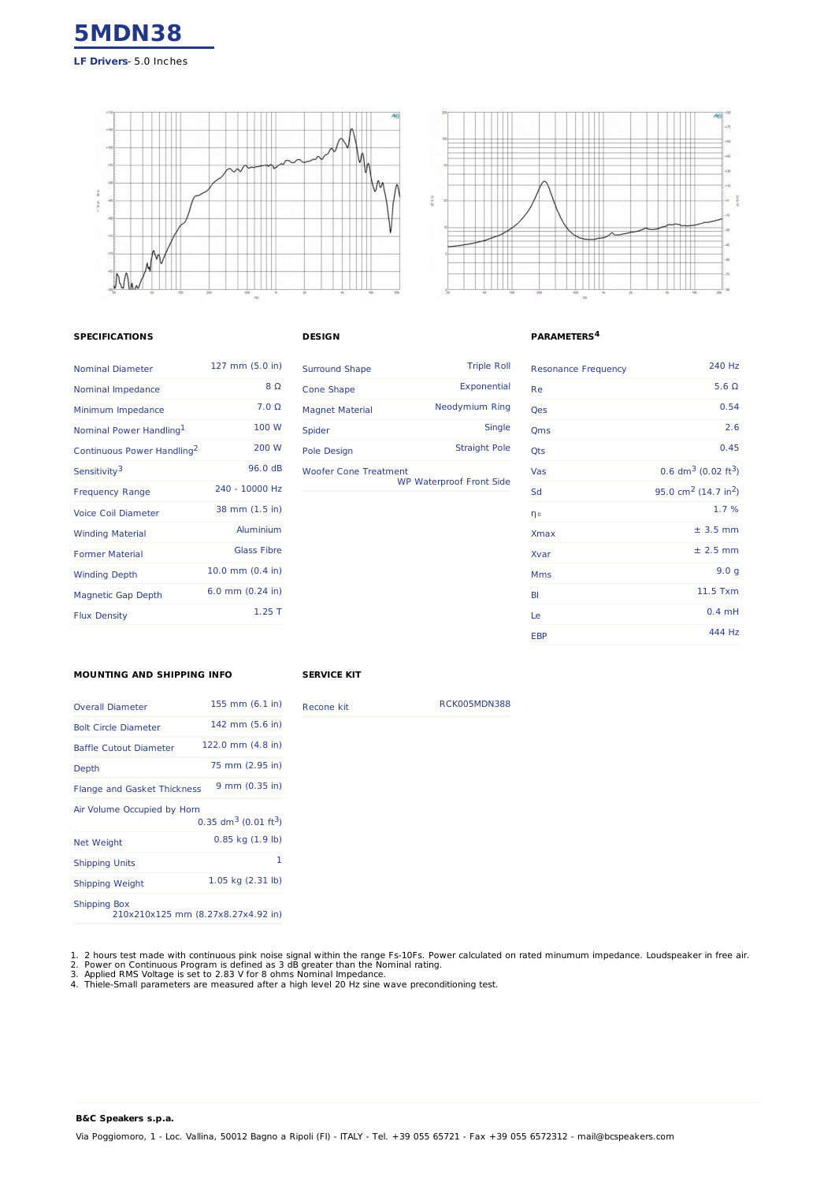# 5MDN38

**LF Drivers**- 5.0 Inches

## SPECIFICATIONS

| | |
|---|---|
| Nominal Diameter | 127 mm (5.0 in) |
| Nominal Impedance | 8 Ω |
| Minimum Impedance | 7.0 Ω |
| Nominal Power Handling[1] | 100 W |
| Continuous Power Handling[2] | 200 W |
| Sensitivity[3] | 96.0 dB |
| Frequency Range | 240 - 10000 Hz |
| Voice Coil Diameter | 38 mm (1.5 in) |
| Winding Material | Aluminium |
| Former Material | Glass Fibre |
| Winding Depth | 10.0 mm (0.4 in) |
| Magnetic Gap Depth | 6.0 mm (0.24 in) |
| Flux Density | 1.25 T |

## DESIGN

| | |
|---|---|
| Surround Shape | Triple Roll |
| Cone Shape | Exponential |
| Magnet Material | Neodymium Ring |
| Spider | Single |
| Pole Design | Straight Pole |
| Woofer Cone Treatment | WP Waterproof Front Side |

## PARAMETERS[4]

| | |
|---|---|
| Resonance Frequency | 240 Hz |
| Re | 5.6 Ω |
| Qes | 0.54 |
| Qms | 2.6 |
| Qts | 0.45 |
| Vas | 0.6 $dm^3$ (0.02 $ft^3$) |
| Sd | 95.0 $cm^2$ (14.7 $in^2$) |
| $\eta_0$ | 1.7 % |
| Xmax | ± 3.5 mm |
| Xvar | ± 2.5 mm |
| Mms | 9.0 g |
| Bl | 11.5 Txm |
| Le | 0.4 mH |
| EBP | 444 Hz |

## MOUNTING AND SHIPPING INFO

| | |
|---|---|
| Overall Diameter | 155 mm (6.1 in) |
| Bolt Circle Diameter | 142 mm (5.6 in) |
| Baffle Cutout Diameter | 122.0 mm (4.8 in) |
| Depth | 75 mm (2.95 in) |
| Flange and Gasket Thickness | 9 mm (0.35 in) |
| Air Volume Occupied by Horn | 0.35 $dm^3$ (0.01 $ft^3$) |
| Net Weight | 0.85 kg (1.9 lb) |
| Shipping Units | 1 |
| Shipping Weight | 1.05 kg (2.31 lb) |
| Shipping Box | 210x210x125 mm (8.27x8.27x4.92 in) |

## SERVICE KIT

| | |
|---|---|
| Recone kit | RCK005MDN388 |

1. 2 hours test made with continuous pink noise signal within the range Fs-10Fs. Power calculated on rated minumum impedance. Loudspeaker in free air.
2. Power on Continuous Program is defined as 3 dB greater than the Nominal rating.
3. Applied RMS Voltage is set to 2.83 V for 8 ohms Nominal Impedance.
4. Thiele-Small parameters are measured after a high level 20 Hz sine wave preconditioning test.

**B&C Speakers s.p.a.**

Via Poggiomoro, 1 - Loc. Vallina, 50012 Bagno a Ripoli (FI) - ITALY - Tel. +39 055 65721 - Fax +39 055 6572312 - mail@bcspeakers.com